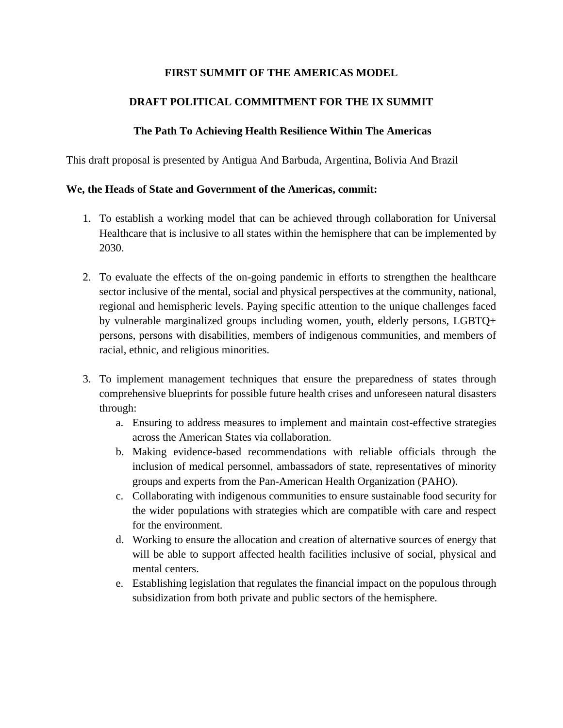**FIRST SUMMIT OF THE AMERICAS MODEL**

**DRAFT POLITICAL COMMITMENT FOR THE IX SUMMIT**

**The Path To Achieving Health Resilience Within The Americas**

This draft proposal is presented by Antigua And Barbuda, Argentina, Bolivia And Brazil

**We, the Heads of State and Government of the Americas, commit:**

1. To establish a working model that can be achieved through collaboration for Universal Healthcare that is inclusive to all states within the hemisphere that can be implemented by 2030.

2. To evaluate the effects of the on-going pandemic in efforts to strengthen the healthcare sector inclusive of the mental, social and physical perspectives at the community, national, regional and hemispheric levels. Paying specific attention to the unique challenges faced by vulnerable marginalized groups including women, youth, elderly persons, LGBTQ+ persons, persons with disabilities, members of indigenous communities, and members of racial, ethnic, and religious minorities.

3. To implement management techniques that ensure the preparedness of states through comprehensive blueprints for possible future health crises and unforeseen natural disasters through:
    a. Ensuring to address measures to implement and maintain cost-effective strategies across the American States via collaboration.
    b. Making evidence-based recommendations with reliable officials through the inclusion of medical personnel, ambassadors of state, representatives of minority groups and experts from the Pan-American Health Organization (PAHO).
    c. Collaborating with indigenous communities to ensure sustainable food security for the wider populations with strategies which are compatible with care and respect for the environment.
    d. Working to ensure the allocation and creation of alternative sources of energy that will be able to support affected health facilities inclusive of social, physical and mental centers.
    e. Establishing legislation that regulates the financial impact on the populous through subsidization from both private and public sectors of the hemisphere.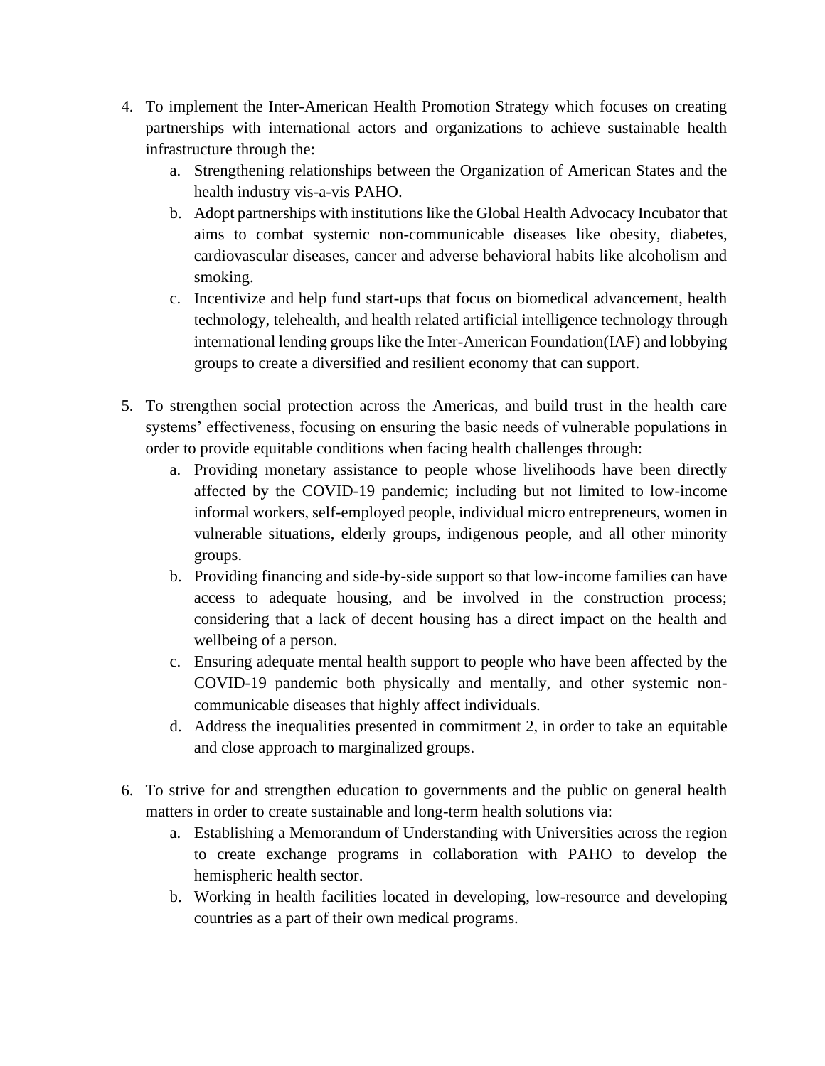4. To implement the Inter-American Health Promotion Strategy which focuses on creating partnerships with international actors and organizations to achieve sustainable health infrastructure through the:
    a. Strengthening relationships between the Organization of American States and the health industry vis-a-vis PAHO.
    b. Adopt partnerships with institutions like the Global Health Advocacy Incubator that aims to combat systemic non-communicable diseases like obesity, diabetes, cardiovascular diseases, cancer and adverse behavioral habits like alcoholism and smoking.
    c. Incentivize and help fund start-ups that focus on biomedical advancement, health technology, telehealth, and health related artificial intelligence technology through international lending groups like the Inter-American Foundation(IAF) and lobbying groups to create a diversified and resilient economy that can support.

5. To strengthen social protection across the Americas, and build trust in the health care systems' effectiveness, focusing on ensuring the basic needs of vulnerable populations in order to provide equitable conditions when facing health challenges through:
    a. Providing monetary assistance to people whose livelihoods have been directly affected by the COVID-19 pandemic; including but not limited to low-income informal workers, self-employed people, individual micro entrepreneurs, women in vulnerable situations, elderly groups, indigenous people, and all other minority groups.
    b. Providing financing and side-by-side support so that low-income families can have access to adequate housing, and be involved in the construction process; considering that a lack of decent housing has a direct impact on the health and wellbeing of a person.
    c. Ensuring adequate mental health support to people who have been affected by the COVID-19 pandemic both physically and mentally, and other systemic non-communicable diseases that highly affect individuals.
    d. Address the inequalities presented in commitment 2, in order to take an equitable and close approach to marginalized groups.

6. To strive for and strengthen education to governments and the public on general health matters in order to create sustainable and long-term health solutions via:
    a. Establishing a Memorandum of Understanding with Universities across the region to create exchange programs in collaboration with PAHO to develop the hemispheric health sector.
    b. Working in health facilities located in developing, low-resource and developing countries as a part of their own medical programs.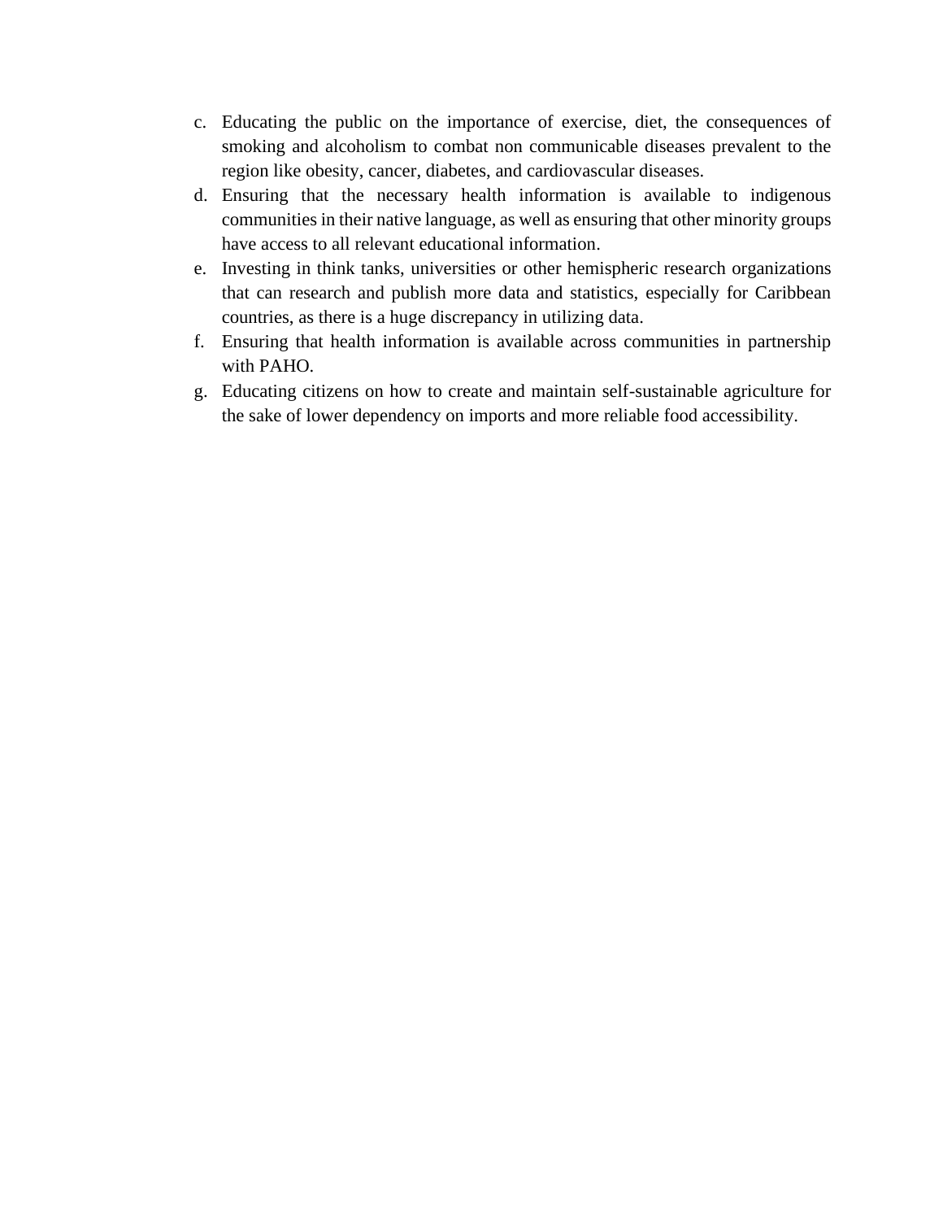c. Educating the public on the importance of exercise, diet, the consequences of smoking and alcoholism to combat non communicable diseases prevalent to the region like obesity, cancer, diabetes, and cardiovascular diseases.
d. Ensuring that the necessary health information is available to indigenous communities in their native language, as well as ensuring that other minority groups have access to all relevant educational information.
e. Investing in think tanks, universities or other hemispheric research organizations that can research and publish more data and statistics, especially for Caribbean countries, as there is a huge discrepancy in utilizing data.
f. Ensuring that health information is available across communities in partnership with PAHO.
g. Educating citizens on how to create and maintain self-sustainable agriculture for the sake of lower dependency on imports and more reliable food accessibility.